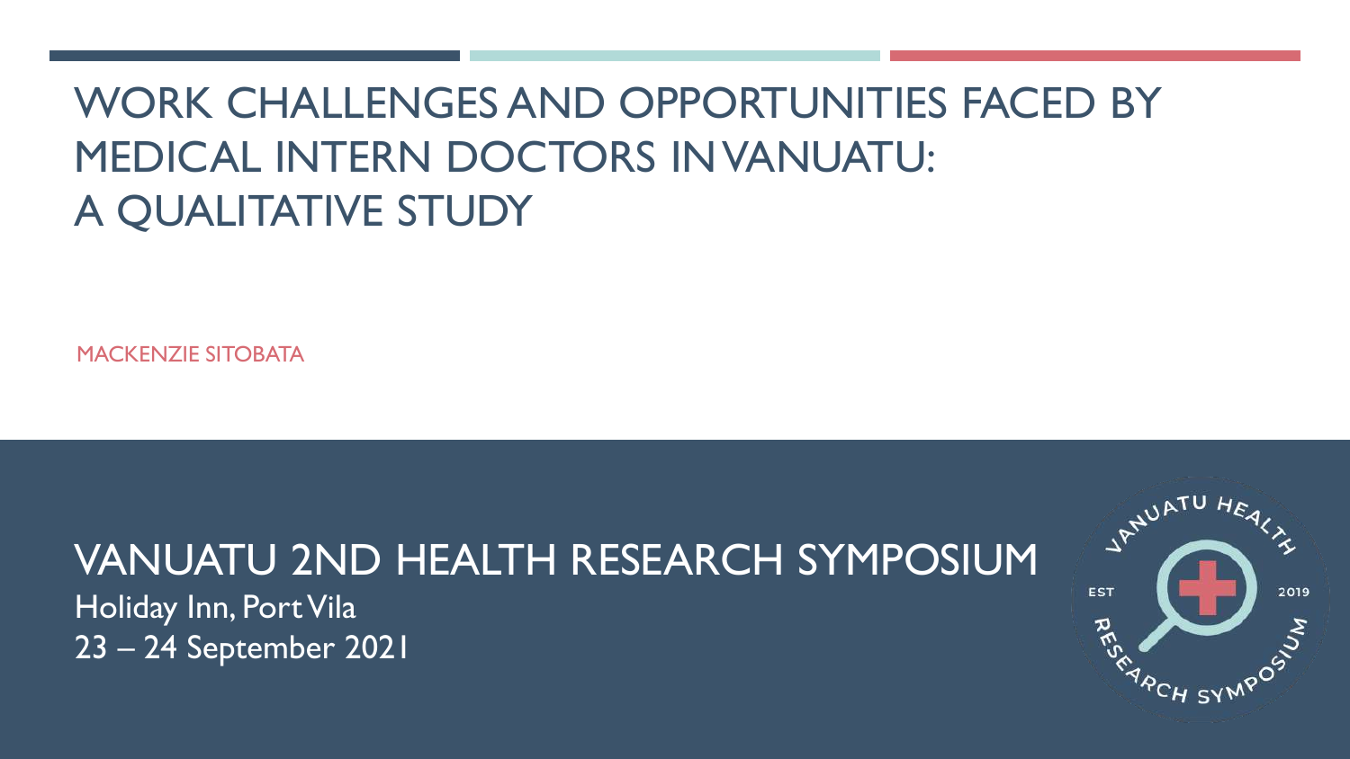# WORK CHALLENGES AND OPPORTUNITIES FACED BY MEDICAL INTERN DOCTORS IN VANUATU: A QUALITATIVE STUDY

MACKENZIE SITOBATA

## VANUATU 2ND HEALTH RESEARCH SYMPOSIUM

Holiday Inn, Port Vila

23 – 24 September 2021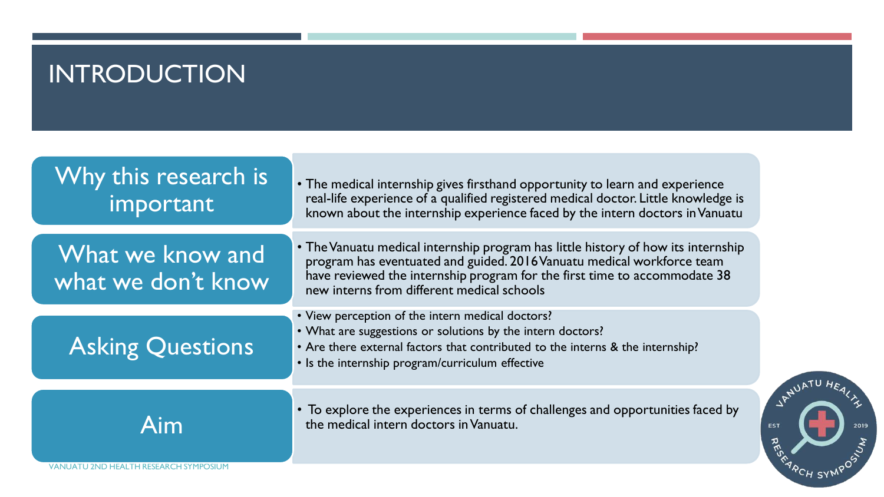# INTRODUCTION

## Why this research is important

- The medical internship gives firsthand opportunity to learn and experience real-life experience of a qualified registered medical doctor. Little knowledge is known about the internship experience faced by the intern doctors in Vanuatu

## What we know and what we don't know

- The Vanuatu medical internship program has little history of how its internship program has eventuated and guided. 2016 Vanuatu medical workforce team have reviewed the internship program for the first time to accommodate 38 new interns from different medical schools

## Asking Questions

- View perception of the intern medical doctors?
- What are suggestions or solutions by the intern doctors?
- Are there external factors that contributed to the interns & the internship?
- Is the internship program/curriculum effective

## Aim

- To explore the experiences in terms of challenges and opportunities faced by the medical intern doctors in Vanuatu.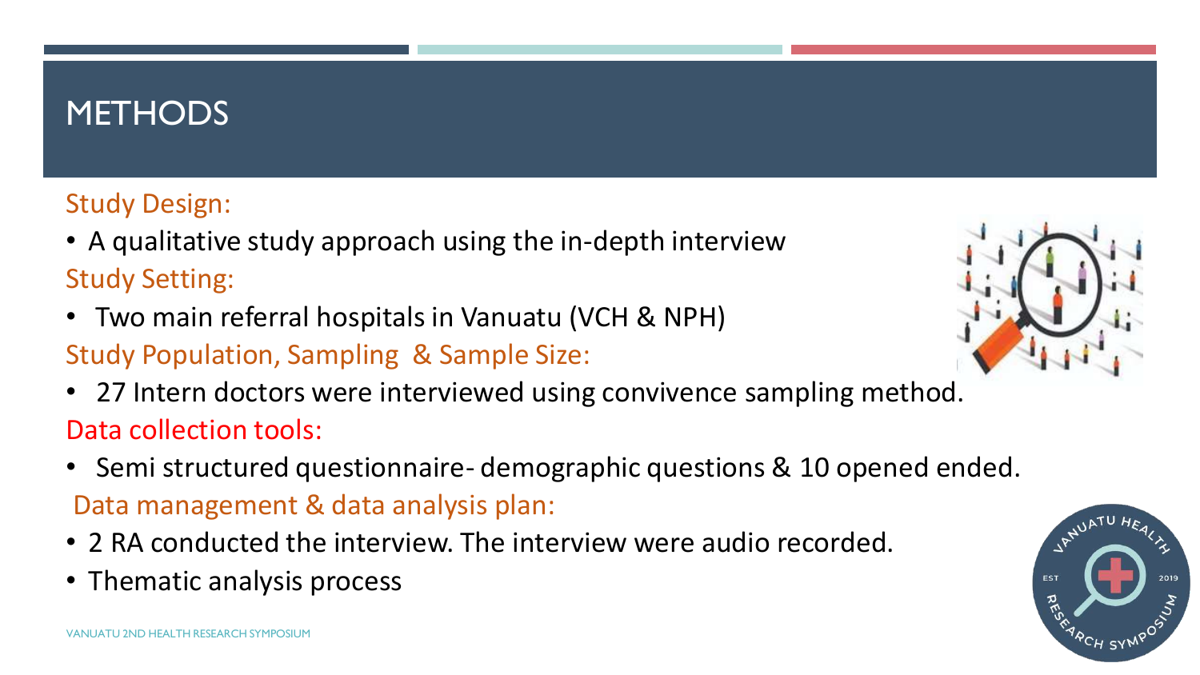# METHODS

## Study Design:

- A qualitative study approach using the in-depth interview

## Study Setting:

- Two main referral hospitals in Vanuatu (VCH & NPH)

## Study Population, Sampling & Sample Size:

- 27 Intern doctors were interviewed using convivence sampling method.

## Data collection tools:

- Semi structured questionnaire- demographic questions & 10 opened ended.

## Data management & data analysis plan:

- 2 RA conducted the interview. The interview were audio recorded.
- Thematic analysis process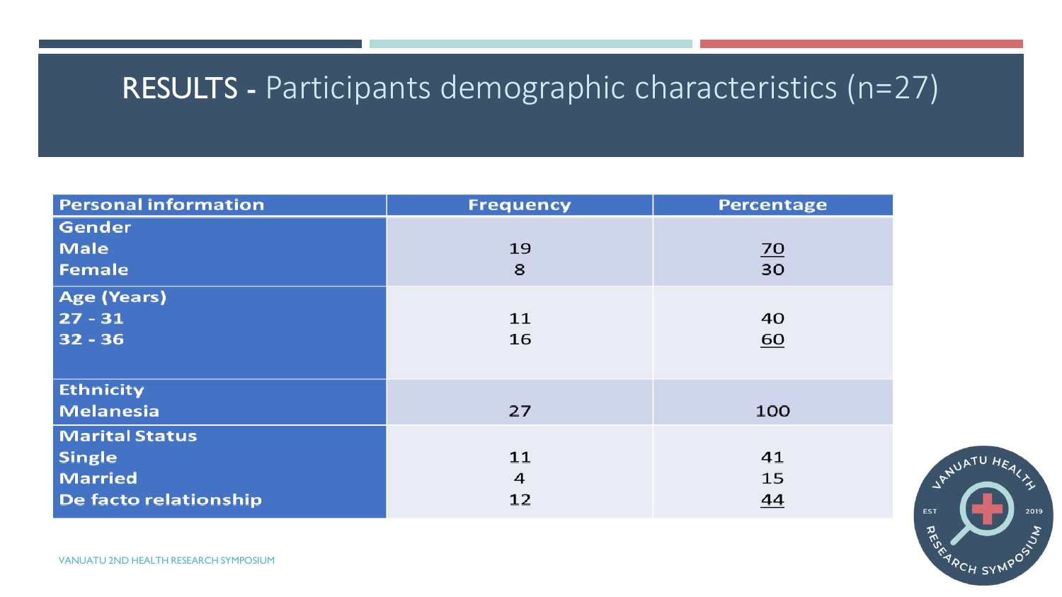# RESULTS - Participants demographic characteristics (n=27)

| Personal information | Frequency | Percentage |
|---|---|---|
| **Gender** | | |
| Male | 19 | 70 |
| Female | 8 | 30 |
| **Age (Years)** | | |
| 27 - 31 | 11 | 40 |
| 32 - 36 | 16 | 60 |
| **Ethnicity** | | |
| Melanesia | 27 | 100 |
| **Marital Status** | | |
| Single | 11 | 41 |
| Married | 4 | 15 |
| De facto relationship | 12 | 44 |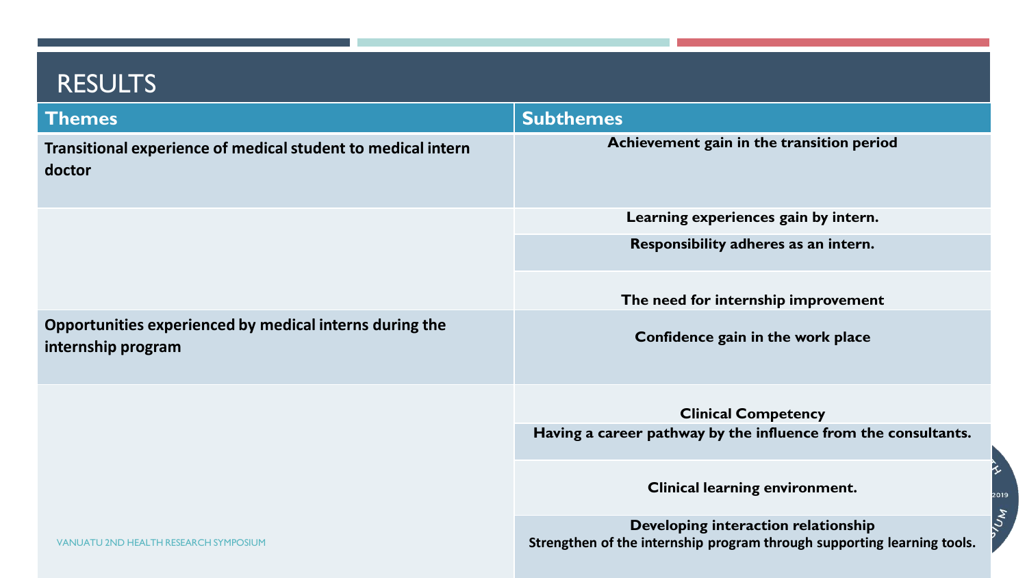# RESULTS

| Themes | Subthemes |
|---|---|
| Transitional experience of medical student to medical intern doctor | Achievement gain in the transition period |
| | Learning experiences gain by intern. |
| | Responsibility adheres as an intern. |
| | The need for internship improvement |
| Opportunities experienced by medical interns during the internship program | Confidence gain in the work place |
| | Clinical Competency |
| | Having a career pathway by the influence from the consultants. |
| | Clinical learning environment. |
| | Developing interaction relationship |
| | Strengthen of the internship program through supporting learning tools. |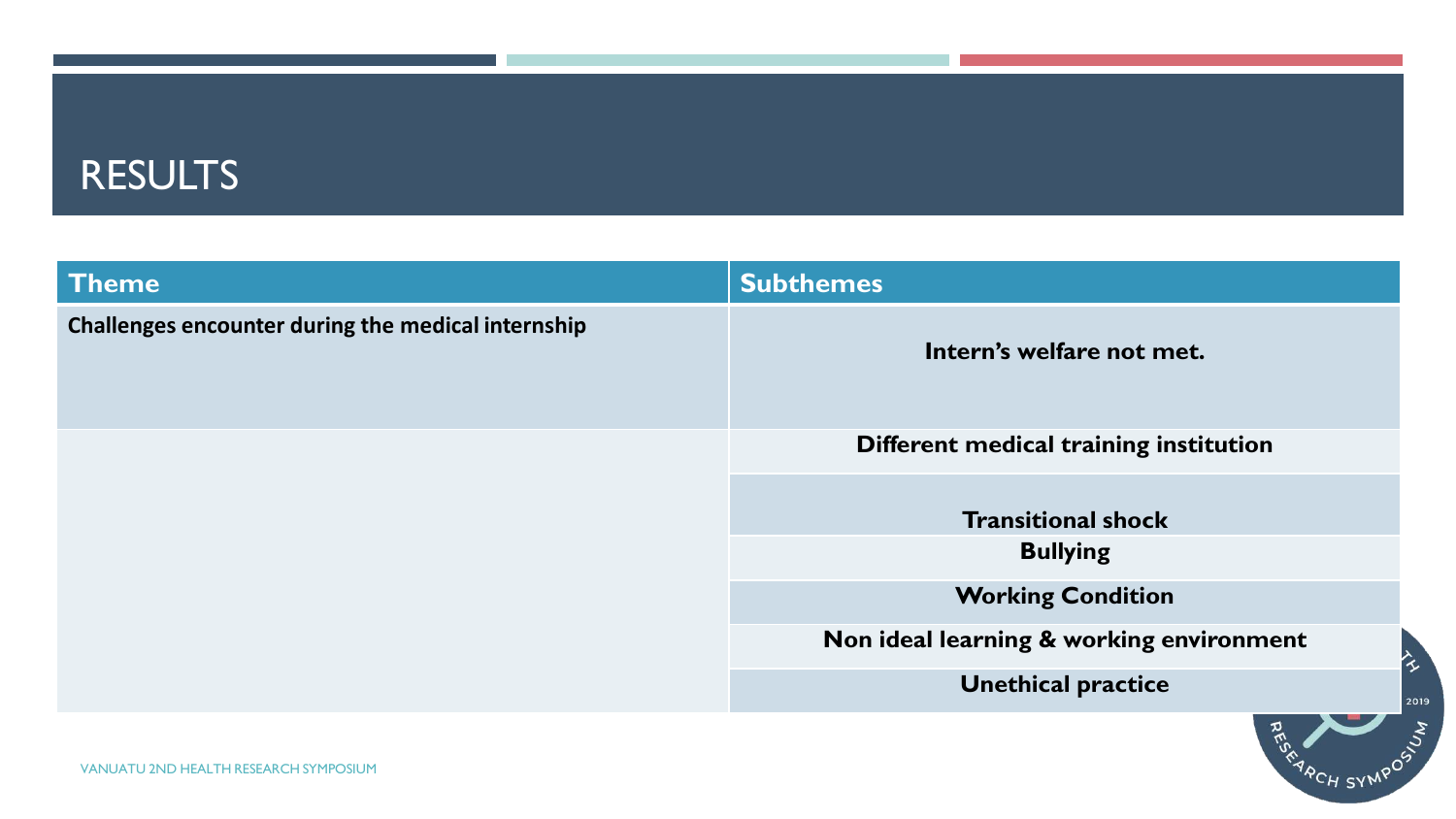## RESULTS

| Theme | Subthemes |
|---|---|
| Challenges encounter during the medical internship | Intern's welfare not met. |
| | Different medical training institution |
| | Transitional shock |
| | Bullying |
| | Working Condition |
| | Non ideal learning & working environment |
| | Unethical practice |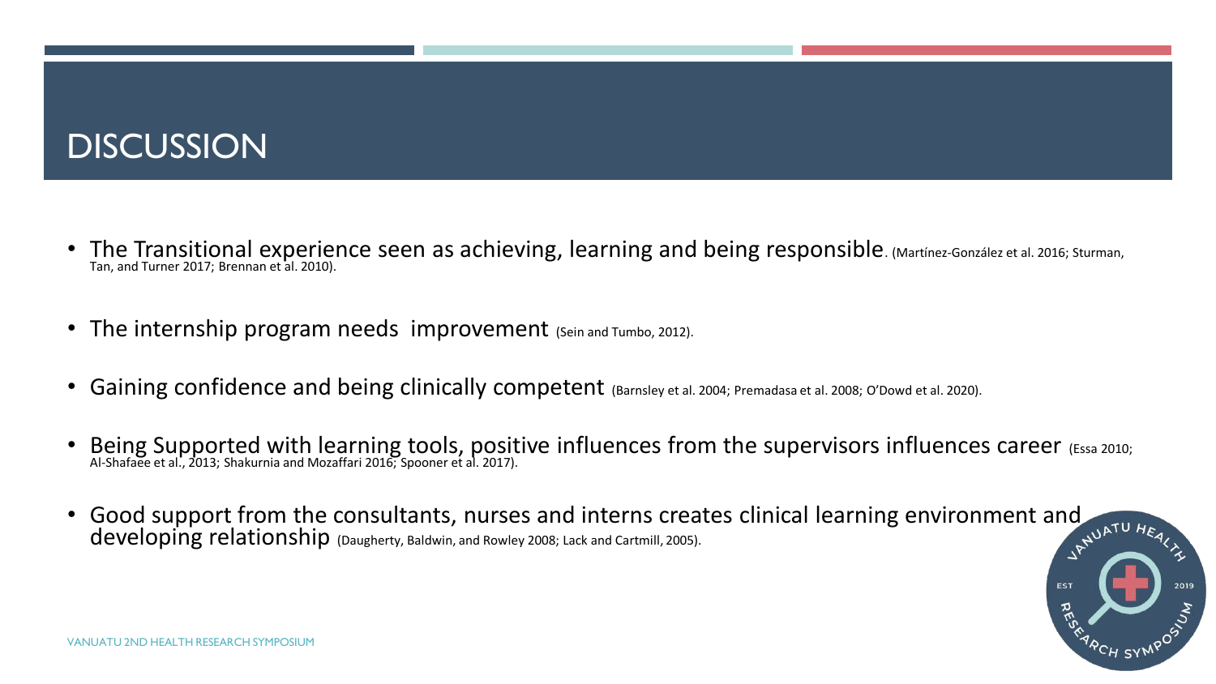# DISCUSSION

- The Transitional experience seen as achieving, learning and being responsible. (Martínez-González et al. 2016; Sturman, Tan, and Turner 2017; Brennan et al. 2010).
- The internship program needs improvement (Sein and Tumbo, 2012).
- Gaining confidence and being clinically competent (Barnsley et al. 2004; Premadasa et al. 2008; O'Dowd et al. 2020).
- Being Supported with learning tools, positive influences from the supervisors influences career (Essa 2010; Al-Shafaee et al., 2013; Shakurnia and Mozaffari 2016; Spooner et al. 2017).
- Good support from the consultants, nurses and interns creates clinical learning environment and developing relationship (Daugherty, Baldwin, and Rowley 2008; Lack and Cartmill, 2005).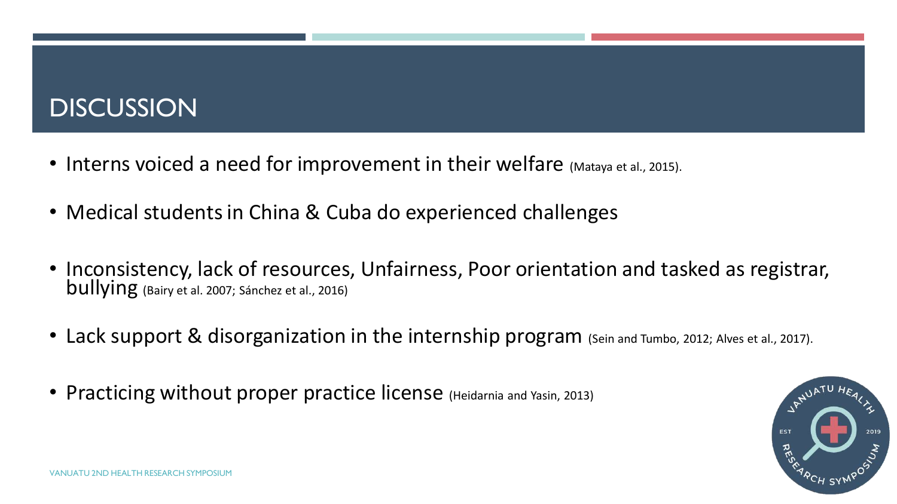# DISCUSSION

- Interns voiced a need for improvement in their welfare (Mataya et al., 2015).
- Medical students in China & Cuba do experienced challenges
- Inconsistency, lack of resources, Unfairness, Poor orientation and tasked as registrar, bullying (Bairy et al. 2007; Sánchez et al., 2016)
- Lack support & disorganization in the internship program (Sein and Tumbo, 2012; Alves et al., 2017).
- Practicing without proper practice license (Heidarnia and Yasin, 2013)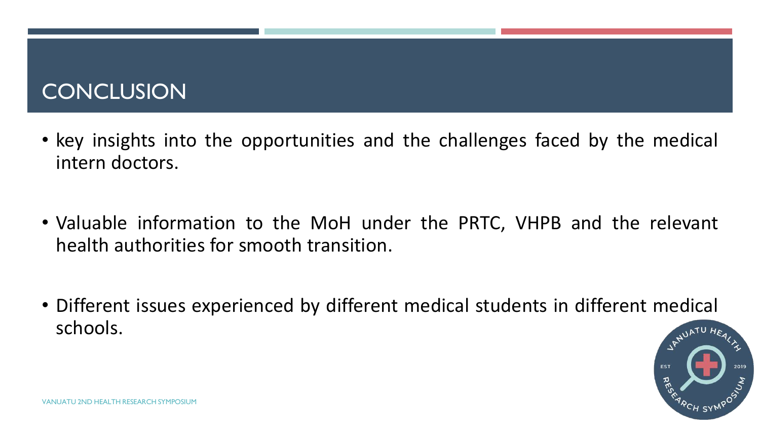# CONCLUSION

- key insights into the opportunities and the challenges faced by the medical intern doctors.
- Valuable information to the MoH under the PRTC, VHPB and the relevant health authorities for smooth transition.
- Different issues experienced by different medical students in different medical schools.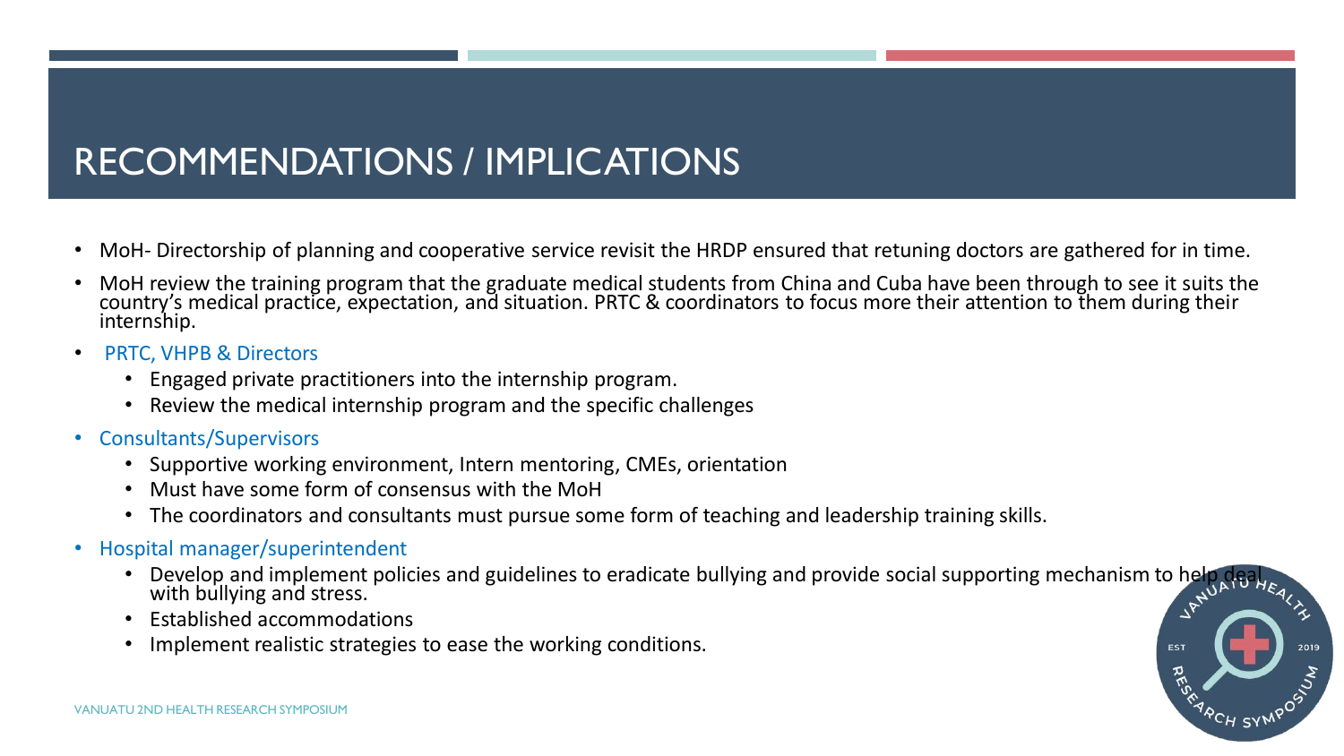# RECOMMENDATIONS / IMPLICATIONS

- MoH- Directorship of planning and cooperative service revisit the HRDP ensured that retuning doctors are gathered for in time.
- MoH review the training program that the graduate medical students from China and Cuba have been through to see it suits the country's medical practice, expectation, and situation. PRTC & coordinators to focus more their attention to them during their internship.
- PRTC, VHPB & Directors
  - Engaged private practitioners into the internship program.
  - Review the medical internship program and the specific challenges
- Consultants/Supervisors
  - Supportive working environment, Intern mentoring, CMEs, orientation
  - Must have some form of consensus with the MoH
  - The coordinators and consultants must pursue some form of teaching and leadership training skills.
- Hospital manager/superintendent
  - Develop and implement policies and guidelines to eradicate bullying and provide social supporting mechanism to help deal with bullying and stress.
  - Established accommodations
  - Implement realistic strategies to ease the working conditions.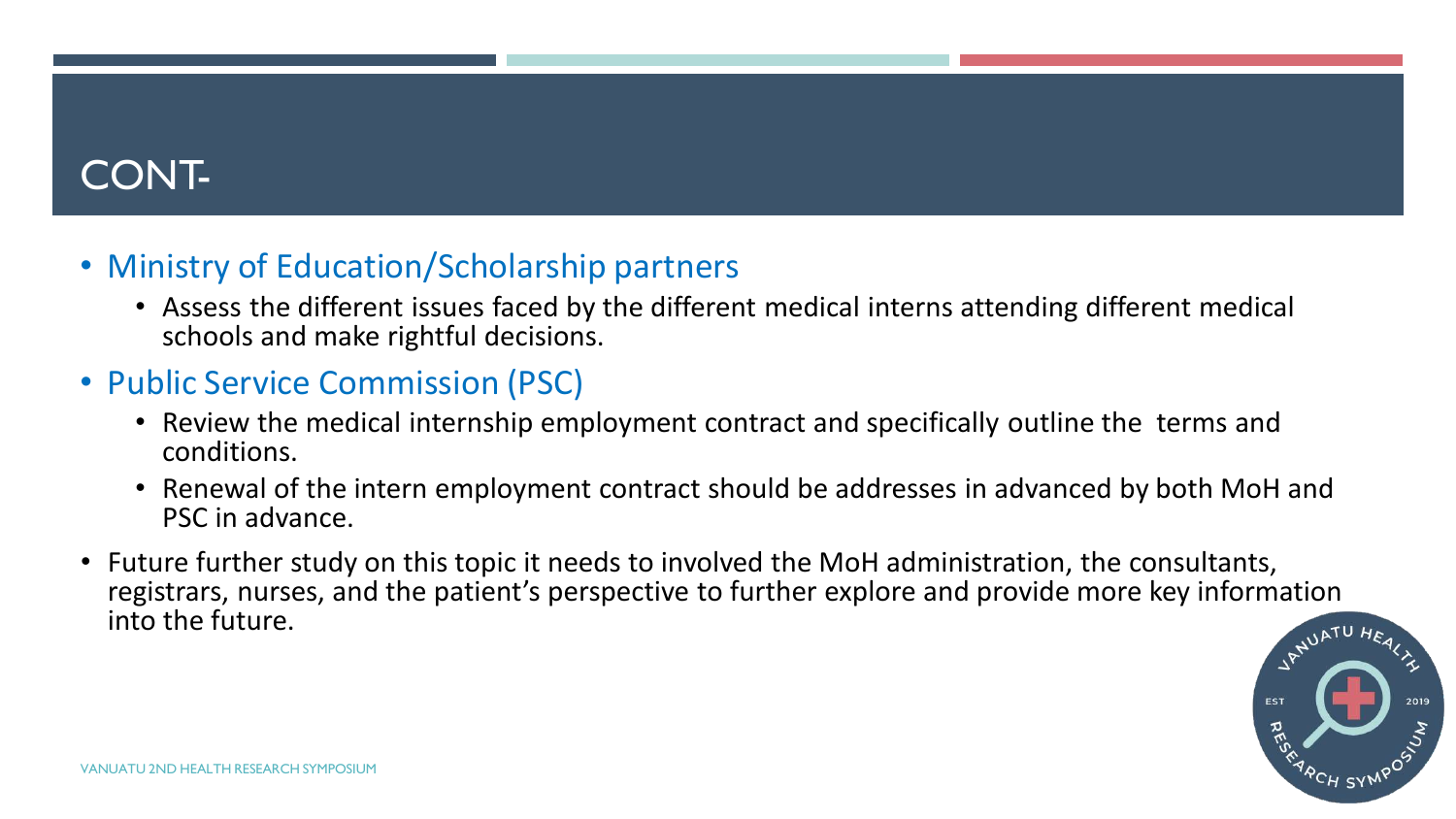# CONT-

- Ministry of Education/Scholarship partners
  - Assess the different issues faced by the different medical interns attending different medical schools and make rightful decisions.
- Public Service Commission (PSC)
  - Review the medical internship employment contract and specifically outline the terms and conditions.
  - Renewal of the intern employment contract should be addresses in advanced by both MoH and PSC in advance.
- Future further study on this topic it needs to involved the MoH administration, the consultants, registrars, nurses, and the patient's perspective to further explore and provide more key information into the future.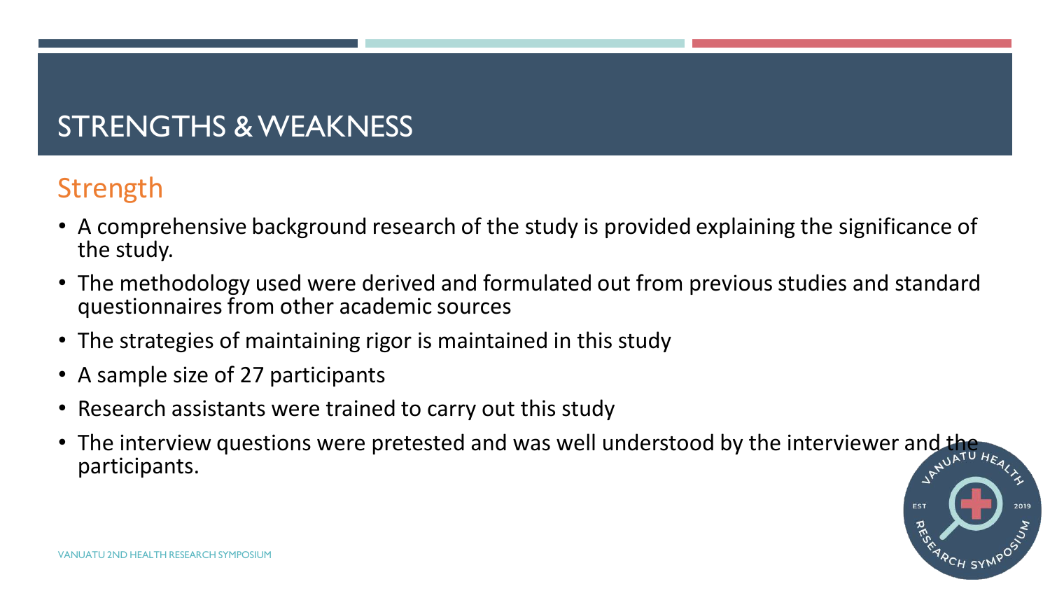# STRENGTHS & WEAKNESS

## Strength

- A comprehensive background research of the study is provided explaining the significance of the study.
- The methodology used were derived and formulated out from previous studies and standard questionnaires from other academic sources
- The strategies of maintaining rigor is maintained in this study
- A sample size of 27 participants
- Research assistants were trained to carry out this study
- The interview questions were pretested and was well understood by the interviewer and the participants.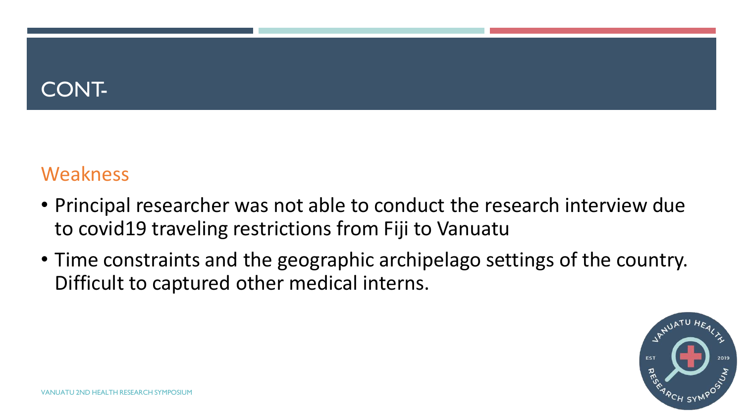# CONT-

## Weakness

- Principal researcher was not able to conduct the research interview due to covid19 traveling restrictions from Fiji to Vanuatu
- Time constraints and the geographic archipelago settings of the country. Difficult to captured other medical interns.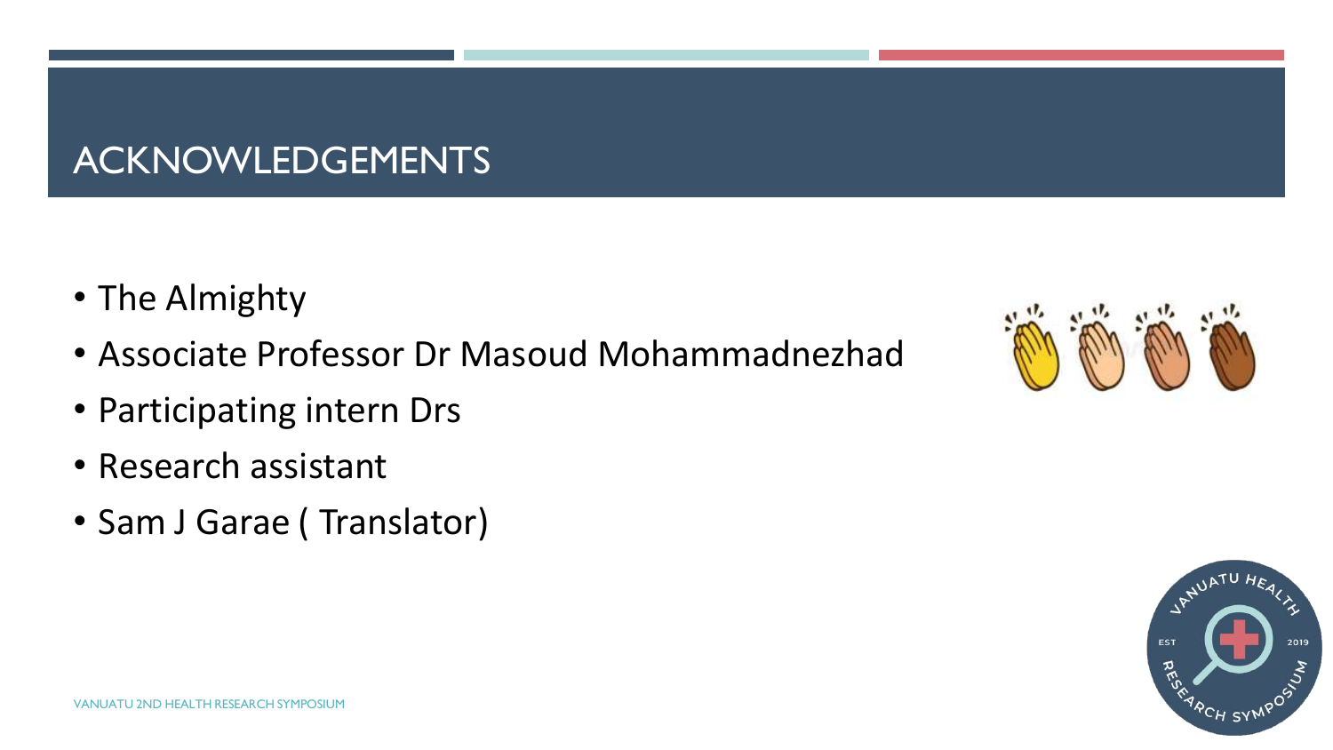# ACKNOWLEDGEMENTS

- The Almighty
- Associate Professor Dr Masoud Mohammadnezhad
- Participating intern Drs
- Research assistant
- Sam J Garae ( Translator)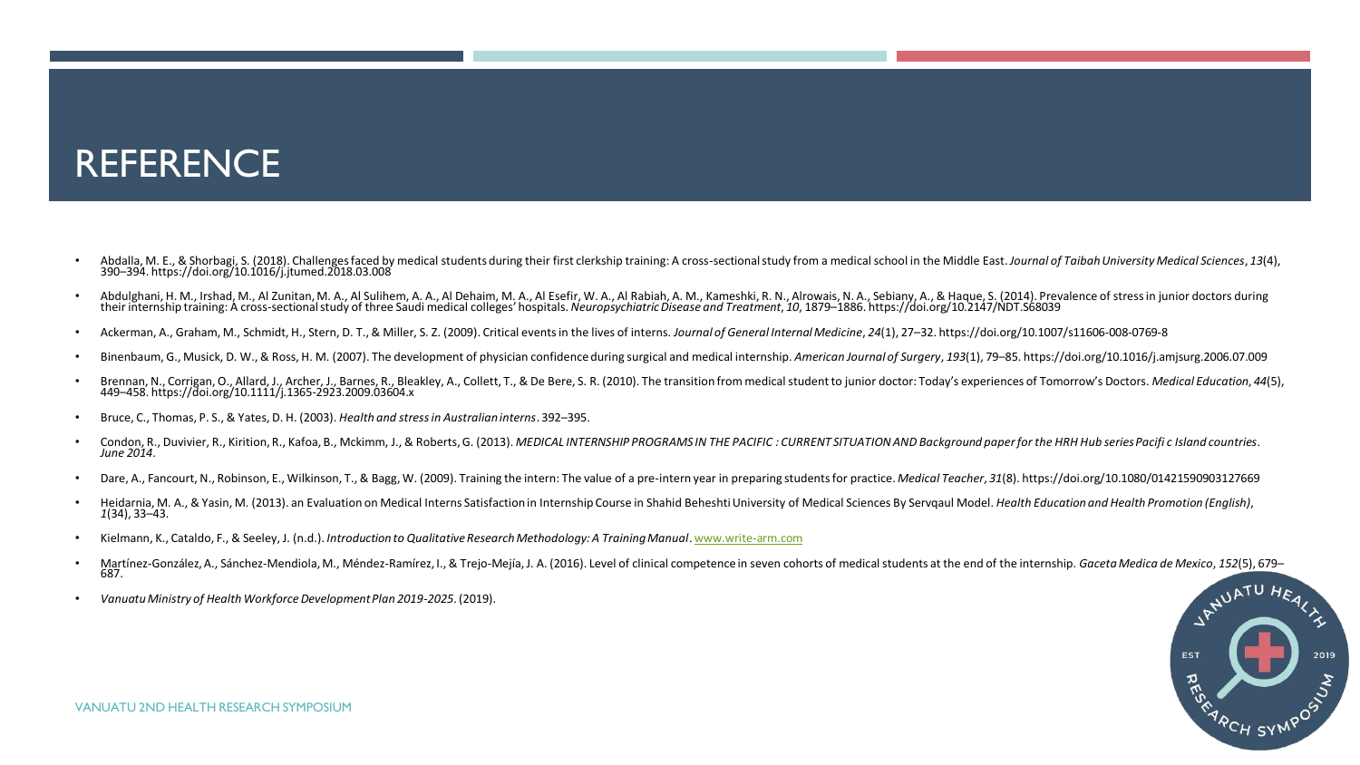# REFERENCE

- Abdalla, M. E., & Shorbagi, S. (2018). Challenges faced by medical students during their first clerkship training: A cross-sectional study from a medical school in the Middle East. *Journal of Taibah University Medical Sciences*, *13*(4), 390–394. https://doi.org/10.1016/j.jtumed.2018.03.008
- Abdulghani, H. M., Irshad, M., Al Zunitan, M. A., Al Sulihem, A. A., Al Dehaim, M. A., Al Esefir, W. A., Al Rabiah, A. M., Kameshki, R. N., Alrowais, N. A., Sebiany, A., & Haque, S. (2014). Prevalence of stress in junior doctors during their internship training: A cross-sectional study of three Saudi medical colleges' hospitals. *Neuropsychiatric Disease and Treatment*, *10*, 1879–1886. https://doi.org/10.2147/NDT.S68039
- Ackerman, A., Graham, M., Schmidt, H., Stern, D. T., & Miller, S. Z. (2009). Critical events in the lives of interns. *Journal of General Internal Medicine*, *24*(1), 27–32. https://doi.org/10.1007/s11606-008-0769-8
- Binenbaum, G., Musick, D. W., & Ross, H. M. (2007). The development of physician confidence during surgical and medical internship. *American Journal of Surgery*, *193*(1), 79–85. https://doi.org/10.1016/j.amjsurg.2006.07.009
- Brennan, N., Corrigan, O., Allard, J., Archer, J., Barnes, R., Bleakley, A., Collett, T., & De Bere, S. R. (2010). The transition from medical student to junior doctor: Today's experiences of Tomorrow's Doctors. *Medical Education*, *44*(5), 449–458. https://doi.org/10.1111/j.1365-2923.2009.03604.x
- Bruce, C., Thomas, P. S., & Yates, D. H. (2003). *Health and stress in Australian interns*. 392–395.
- Condon, R., Duvivier, R., Kirition, R., Kafoa, B., Mckimm, J., & Roberts, G. (2013). *MEDICAL INTERNSHIP PROGRAMS IN THE PACIFIC : CURRENT SITUATION AND Background paper for the HRH Hub series Pacifi c Island countries*. *June 2014*.
- Dare, A., Fancourt, N., Robinson, E., Wilkinson, T., & Bagg, W. (2009). Training the intern: The value of a pre-intern year in preparing students for practice. *Medical Teacher*, *31*(8). https://doi.org/10.1080/01421590903127669
- Heidarnia, M. A., & Yasin, M. (2013). an Evaluation on Medical Interns Satisfaction in Internship Course in Shahid Beheshti University of Medical Sciences By Servqaul Model. *Health Education and Health Promotion (English)*, *1*(34), 33–43.
- Kielmann, K., Cataldo, F., & Seeley, J. (n.d.). *Introduction to Qualitative Research Methodology: A Training Manual*. www.write-arm.com
- Martínez-González, A., Sánchez-Mendiola, M., Méndez-Ramírez, I., & Trejo-Mejía, J. A. (2016). Level of clinical competence in seven cohorts of medical students at the end of the internship. *Gaceta Medica de Mexico*, *152*(5), 679–687.
- *Vanuatu Ministry of Health Workforce Development Plan 2019-2025*. (2019).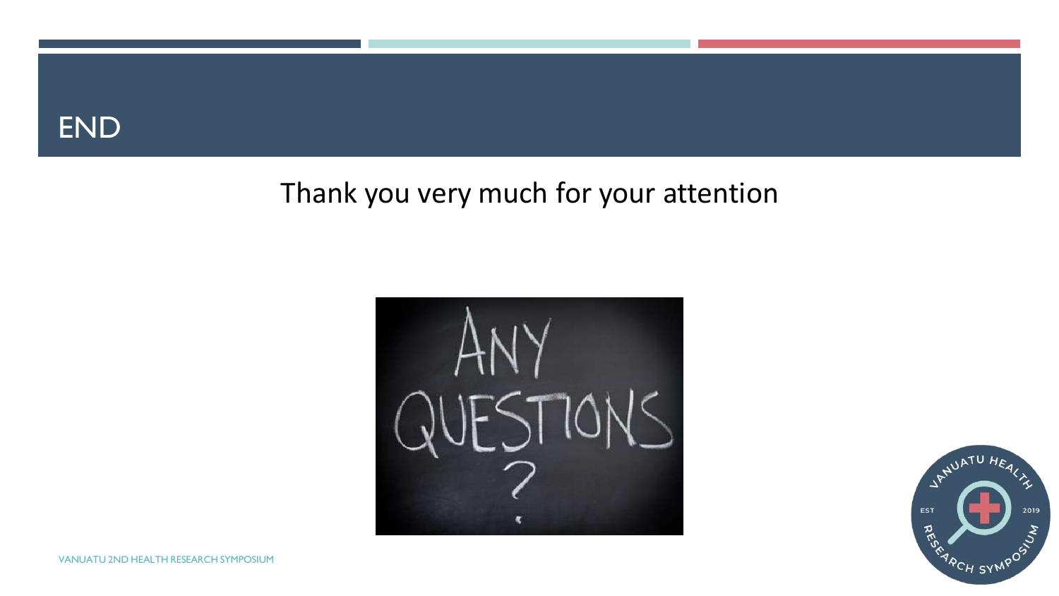# END

Thank you very much for your attention